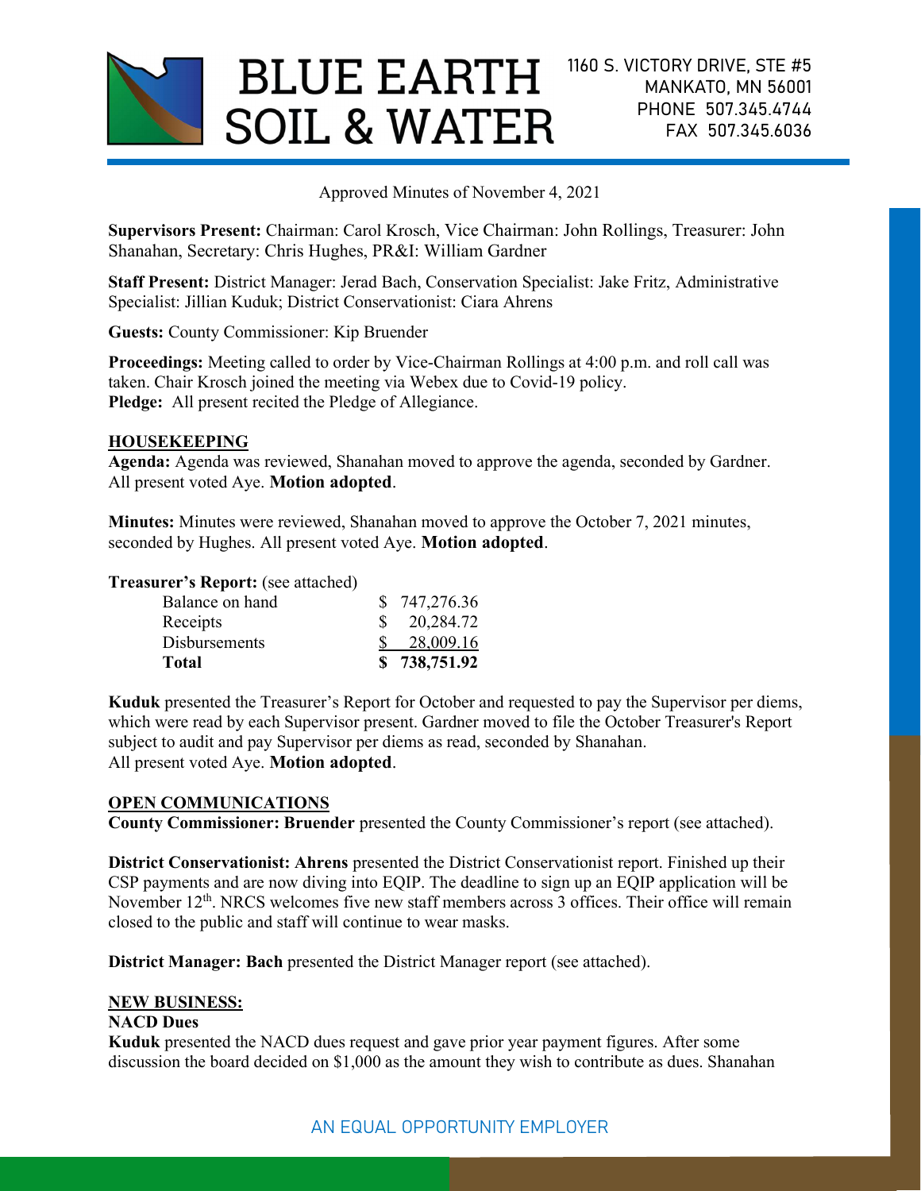# BLUE EARTH SOIL & WATER

1160 S. VICTORY DRIVE, STE #5
MANKATO, MN 56001
PHONE 507.345.4744
FAX 507.345.6036

Approved Minutes of November 4, 2021

**Supervisors Present:** Chairman: Carol Krosch, Vice Chairman: John Rollings, Treasurer: John Shanahan, Secretary: Chris Hughes, PR&I: William Gardner

**Staff Present:** District Manager: Jerad Bach, Conservation Specialist: Jake Fritz, Administrative Specialist: Jillian Kuduk; District Conservationist: Ciara Ahrens

**Guests:** County Commissioner: Kip Bruender

**Proceedings:** Meeting called to order by Vice-Chairman Rollings at 4:00 p.m. and roll call was taken. Chair Krosch joined the meeting via Webex due to Covid-19 policy.
**Pledge:** All present recited the Pledge of Allegiance.

## HOUSEKEEPING

**Agenda:** Agenda was reviewed, Shanahan moved to approve the agenda, seconded by Gardner. All present voted Aye. **Motion adopted**.

**Minutes:** Minutes were reviewed, Shanahan moved to approve the October 7, 2021 minutes, seconded by Hughes. All present voted Aye. **Motion adopted**.

**Treasurer's Report:** (see attached)

| | |
|---|---|
| Balance on hand | $ 747,276.36 |
| Receipts | $ 20,284.72 |
| Disbursements | $ 28,009.16 |
| **Total** | **$ 738,751.92** |

**Kuduk** presented the Treasurer's Report for October and requested to pay the Supervisor per diems, which were read by each Supervisor present. Gardner moved to file the October Treasurer's Report subject to audit and pay Supervisor per diems as read, seconded by Shanahan. All present voted Aye. **Motion adopted**.

## OPEN COMMUNICATIONS

**County Commissioner: Bruender** presented the County Commissioner's report (see attached).

**District Conservationist: Ahrens** presented the District Conservationist report. Finished up their CSP payments and are now diving into EQIP. The deadline to sign up an EQIP application will be November 12th. NRCS welcomes five new staff members across 3 offices. Their office will remain closed to the public and staff will continue to wear masks.

**District Manager: Bach** presented the District Manager report (see attached).

## NEW BUSINESS:

**NACD Dues**

**Kuduk** presented the NACD dues request and gave prior year payment figures. After some discussion the board decided on $1,000 as the amount they wish to contribute as dues. Shanahan

AN EQUAL OPPORTUNITY EMPLOYER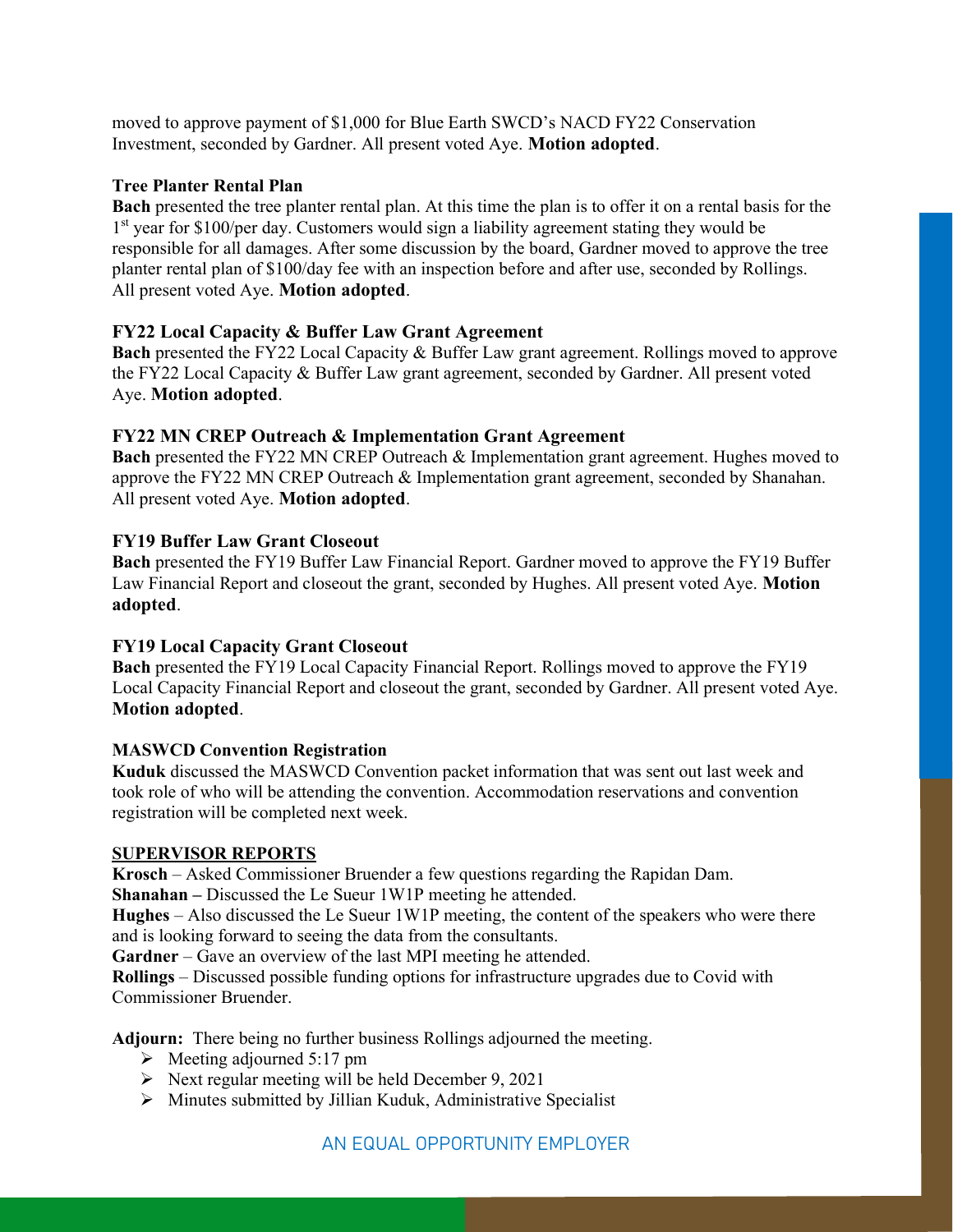moved to approve payment of $1,000 for Blue Earth SWCD's NACD FY22 Conservation Investment, seconded by Gardner. All present voted Aye. **Motion adopted**.

**Tree Planter Rental Plan**
**Bach** presented the tree planter rental plan. At this time the plan is to offer it on a rental basis for the 1st year for $100/per day. Customers would sign a liability agreement stating they would be responsible for all damages. After some discussion by the board, Gardner moved to approve the tree planter rental plan of $100/day fee with an inspection before and after use, seconded by Rollings. All present voted Aye. **Motion adopted**.

**FY22 Local Capacity & Buffer Law Grant Agreement**
**Bach** presented the FY22 Local Capacity & Buffer Law grant agreement. Rollings moved to approve the FY22 Local Capacity & Buffer Law grant agreement, seconded by Gardner. All present voted Aye. **Motion adopted**.

**FY22 MN CREP Outreach & Implementation Grant Agreement**
**Bach** presented the FY22 MN CREP Outreach & Implementation grant agreement. Hughes moved to approve the FY22 MN CREP Outreach & Implementation grant agreement, seconded by Shanahan. All present voted Aye. **Motion adopted**.

**FY19 Buffer Law Grant Closeout**
**Bach** presented the FY19 Buffer Law Financial Report. Gardner moved to approve the FY19 Buffer Law Financial Report and closeout the grant, seconded by Hughes. All present voted Aye. **Motion adopted**.

**FY19 Local Capacity Grant Closeout**
**Bach** presented the FY19 Local Capacity Financial Report. Rollings moved to approve the FY19 Local Capacity Financial Report and closeout the grant, seconded by Gardner. All present voted Aye. **Motion adopted**.

**MASWCD Convention Registration**
**Kuduk** discussed the MASWCD Convention packet information that was sent out last week and took role of who will be attending the convention. Accommodation reservations and convention registration will be completed next week.

**SUPERVISOR REPORTS**
**Krosch** – Asked Commissioner Bruender a few questions regarding the Rapidan Dam.
**Shanahan –** Discussed the Le Sueur 1W1P meeting he attended.
**Hughes** – Also discussed the Le Sueur 1W1P meeting, the content of the speakers who were there and is looking forward to seeing the data from the consultants.
**Gardner** – Gave an overview of the last MPI meeting he attended.
**Rollings** – Discussed possible funding options for infrastructure upgrades due to Covid with Commissioner Bruender.

**Adjourn:** There being no further business Rollings adjourned the meeting.

- Meeting adjourned 5:17 pm
- Next regular meeting will be held December 9, 2021
- Minutes submitted by Jillian Kuduk, Administrative Specialist

AN EQUAL OPPORTUNITY EMPLOYER